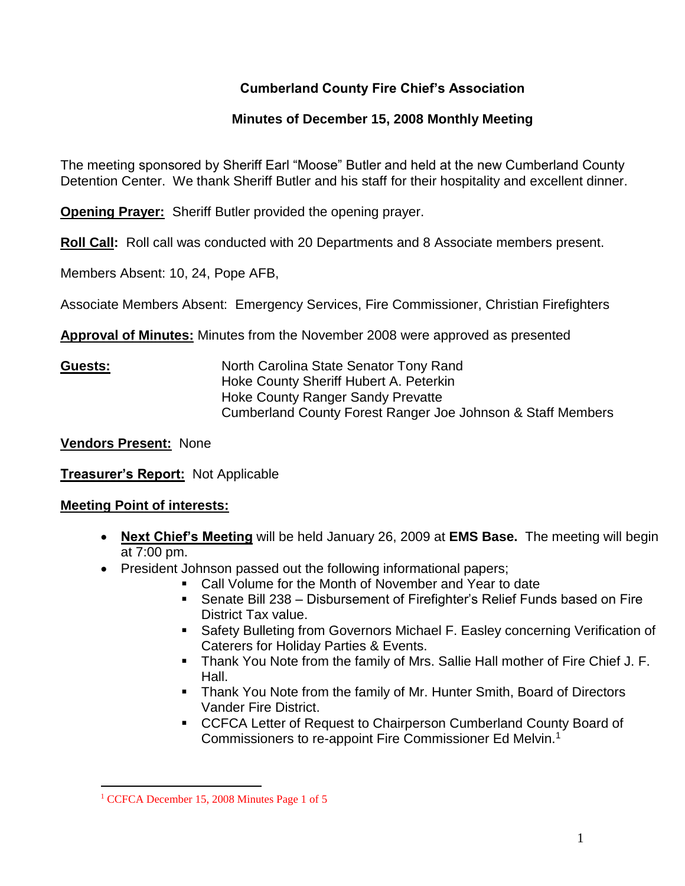# Cumberland County Fire Chief's Association

## Minutes of December 15, 2008 Monthly Meeting

The meeting sponsored by Sheriff Earl "Moose" Butler and held at the new Cumberland County Detention Center. We thank Sheriff Butler and his staff for their hospitality and excellent dinner.

**Opening Prayer:** Sheriff Butler provided the opening prayer.

**Roll Call:** Roll call was conducted with 20 Departments and 8 Associate members present.

Members Absent: 10, 24, Pope AFB,

Associate Members Absent: Emergency Services, Fire Commissioner, Christian Firefighters

**Approval of Minutes:** Minutes from the November 2008 were approved as presented

**Guests:**
North Carolina State Senator Tony Rand
Hoke County Sheriff Hubert A. Peterkin
Hoke County Ranger Sandy Prevatte
Cumberland County Forest Ranger Joe Johnson & Staff Members

**Vendors Present:** None

**Treasurer's Report:** Not Applicable

**Meeting Point of interests:**

- **Next Chief's Meeting** will be held January 26, 2009 at **EMS Base.** The meeting will begin at 7:00 pm.
- President Johnson passed out the following informational papers;
  - Call Volume for the Month of November and Year to date
  - Senate Bill 238 – Disbursement of Firefighter's Relief Funds based on Fire District Tax value.
  - Safety Bulleting from Governors Michael F. Easley concerning Verification of Caterers for Holiday Parties & Events.
  - Thank You Note from the family of Mrs. Sallie Hall mother of Fire Chief J. F. Hall.
  - Thank You Note from the family of Mr. Hunter Smith, Board of Directors Vander Fire District.
  - CCFCA Letter of Request to Chairperson Cumberland County Board of Commissioners to re-appoint Fire Commissioner Ed Melvin.[1]

[1] CCFCA December 15, 2008 Minutes Page 1 of 5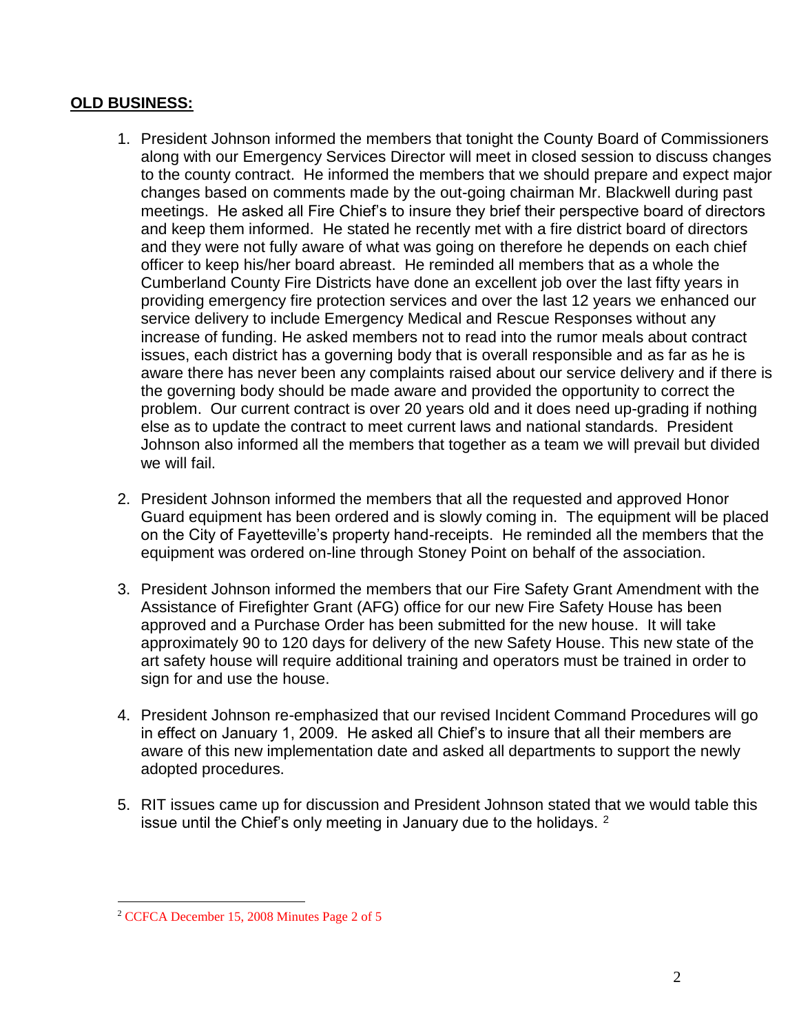## **OLD BUSINESS:**

1. President Johnson informed the members that tonight the County Board of Commissioners along with our Emergency Services Director will meet in closed session to discuss changes to the county contract. He informed the members that we should prepare and expect major changes based on comments made by the out-going chairman Mr. Blackwell during past meetings. He asked all Fire Chief's to insure they brief their perspective board of directors and keep them informed. He stated he recently met with a fire district board of directors and they were not fully aware of what was going on therefore he depends on each chief officer to keep his/her board abreast. He reminded all members that as a whole the Cumberland County Fire Districts have done an excellent job over the last fifty years in providing emergency fire protection services and over the last 12 years we enhanced our service delivery to include Emergency Medical and Rescue Responses without any increase of funding. He asked members not to read into the rumor meals about contract issues, each district has a governing body that is overall responsible and as far as he is aware there has never been any complaints raised about our service delivery and if there is the governing body should be made aware and provided the opportunity to correct the problem. Our current contract is over 20 years old and it does need up-grading if nothing else as to update the contract to meet current laws and national standards. President Johnson also informed all the members that together as a team we will prevail but divided we will fail.

2. President Johnson informed the members that all the requested and approved Honor Guard equipment has been ordered and is slowly coming in. The equipment will be placed on the City of Fayetteville's property hand-receipts. He reminded all the members that the equipment was ordered on-line through Stoney Point on behalf of the association.

3. President Johnson informed the members that our Fire Safety Grant Amendment with the Assistance of Firefighter Grant (AFG) office for our new Fire Safety House has been approved and a Purchase Order has been submitted for the new house. It will take approximately 90 to 120 days for delivery of the new Safety House. This new state of the art safety house will require additional training and operators must be trained in order to sign for and use the house.

4. President Johnson re-emphasized that our revised Incident Command Procedures will go in effect on January 1, 2009. He asked all Chief's to insure that all their members are aware of this new implementation date and asked all departments to support the newly adopted procedures.

5. RIT issues came up for discussion and President Johnson stated that we would table this issue until the Chief's only meeting in January due to the holidays. [2]

---

[2] CCFCA December 15, 2008 Minutes Page 2 of 5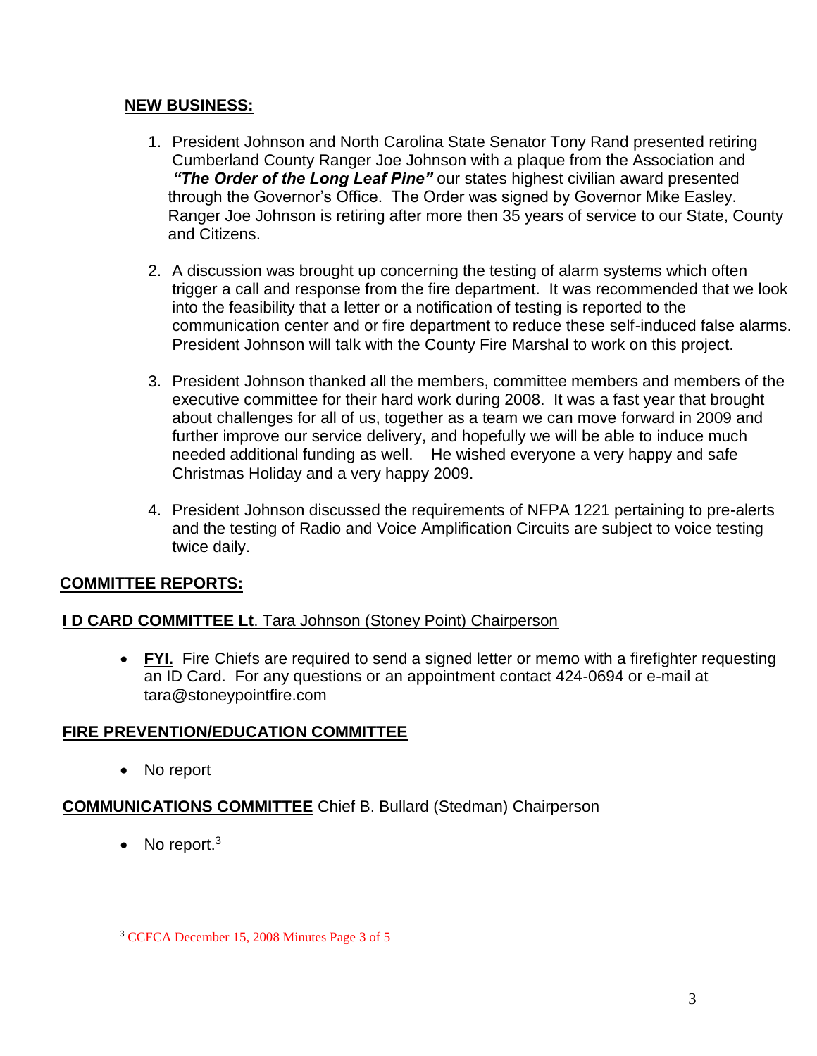**NEW BUSINESS:**

1. President Johnson and North Carolina State Senator Tony Rand presented retiring Cumberland County Ranger Joe Johnson with a plaque from the Association and ***"The Order of the Long Leaf Pine"*** our states highest civilian award presented through the Governor's Office. The Order was signed by Governor Mike Easley. Ranger Joe Johnson is retiring after more then 35 years of service to our State, County and Citizens.

2. A discussion was brought up concerning the testing of alarm systems which often trigger a call and response from the fire department. It was recommended that we look into the feasibility that a letter or a notification of testing is reported to the communication center and or fire department to reduce these self-induced false alarms. President Johnson will talk with the County Fire Marshal to work on this project.

3. President Johnson thanked all the members, committee members and members of the executive committee for their hard work during 2008. It was a fast year that brought about challenges for all of us, together as a team we can move forward in 2009 and further improve our service delivery, and hopefully we will be able to induce much needed additional funding as well. He wished everyone a very happy and safe Christmas Holiday and a very happy 2009.

4. President Johnson discussed the requirements of NFPA 1221 pertaining to pre-alerts and the testing of Radio and Voice Amplification Circuits are subject to voice testing twice daily.

**COMMITTEE REPORTS:**

**I D CARD COMMITTEE Lt**. Tara Johnson (Stoney Point) Chairperson

- **FYI.** Fire Chiefs are required to send a signed letter or memo with a firefighter requesting an ID Card. For any questions or an appointment contact 424-0694 or e-mail at tara@stoneypointfire.com

**FIRE PREVENTION/EDUCATION COMMITTEE**

- No report

**COMMUNICATIONS COMMITTEE** Chief B. Bullard (Stedman) Chairperson

- No report.[3]

[3] CCFCA December 15, 2008 Minutes Page 3 of 5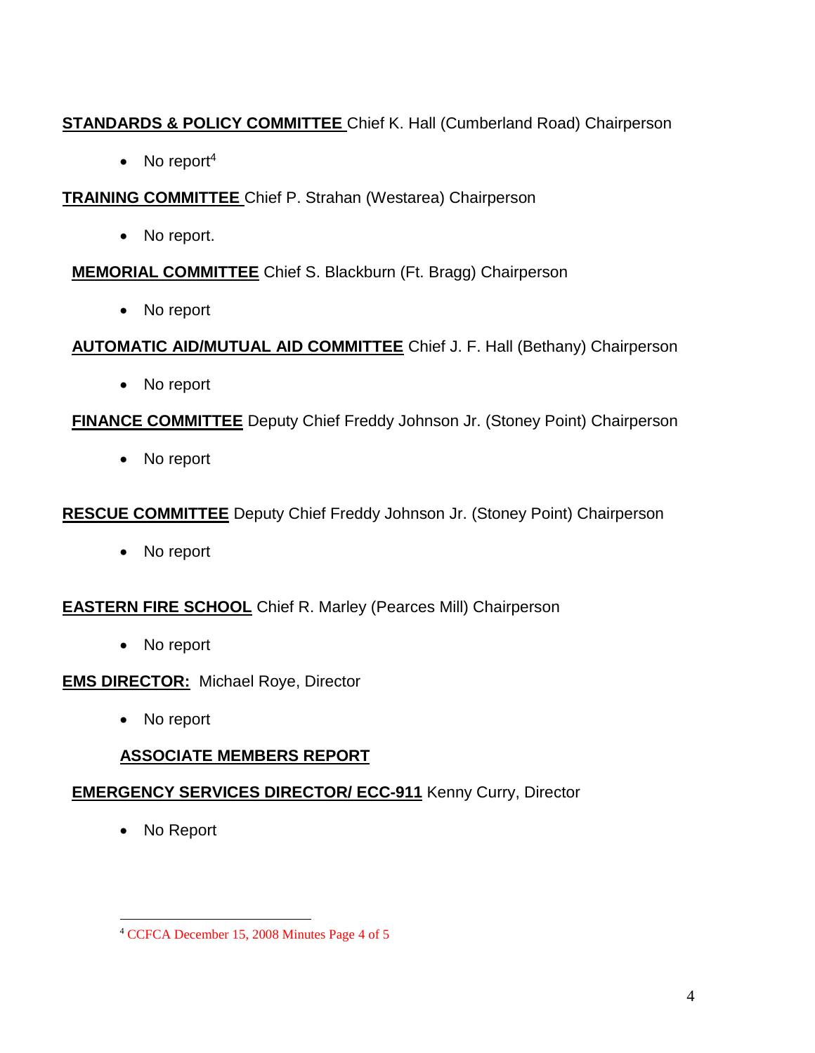**STANDARDS & POLICY COMMITTEE** Chief K. Hall (Cumberland Road) Chairperson

- No report[4]

**TRAINING COMMITTEE** Chief P. Strahan (Westarea) Chairperson

- No report.

**MEMORIAL COMMITTEE** Chief S. Blackburn (Ft. Bragg) Chairperson

- No report

**AUTOMATIC AID/MUTUAL AID COMMITTEE** Chief J. F. Hall (Bethany) Chairperson

- No report

**FINANCE COMMITTEE** Deputy Chief Freddy Johnson Jr. (Stoney Point) Chairperson

- No report

**RESCUE COMMITTEE** Deputy Chief Freddy Johnson Jr. (Stoney Point) Chairperson

- No report

**EASTERN FIRE SCHOOL** Chief R. Marley (Pearces Mill) Chairperson

- No report

**EMS DIRECTOR:** Michael Roye, Director

- No report

**ASSOCIATE MEMBERS REPORT**

**EMERGENCY SERVICES DIRECTOR/ ECC-911** Kenny Curry, Director

- No Report

---

[4] CCFCA December 15, 2008 Minutes Page 4 of 5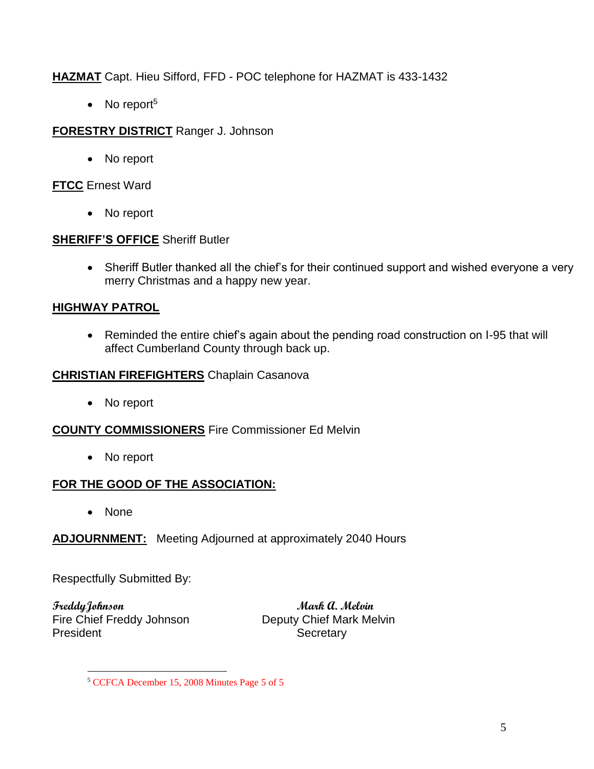**HAZMAT** Capt. Hieu Sifford, FFD - POC telephone for HAZMAT is 433-1432

- No report[5]

**FORESTRY DISTRICT** Ranger J. Johnson

- No report

**FTCC** Ernest Ward

- No report

**SHERIFF'S OFFICE** Sheriff Butler

- Sheriff Butler thanked all the chief's for their continued support and wished everyone a very merry Christmas and a happy new year.

**HIGHWAY PATROL**

- Reminded the entire chief's again about the pending road construction on I-95 that will affect Cumberland County through back up.

**CHRISTIAN FIREFIGHTERS** Chaplain Casanova

- No report

**COUNTY COMMISSIONERS** Fire Commissioner Ed Melvin

- No report

**FOR THE GOOD OF THE ASSOCIATION:**

- None

**ADJOURNMENT:** Meeting Adjourned at approximately 2040 Hours

Respectfully Submitted By:

*Freddy Johnson*
Fire Chief Freddy Johnson
President

*Mark A. Melvin*
Deputy Chief Mark Melvin
Secretary

[5] CCFCA December 15, 2008 Minutes Page 5 of 5